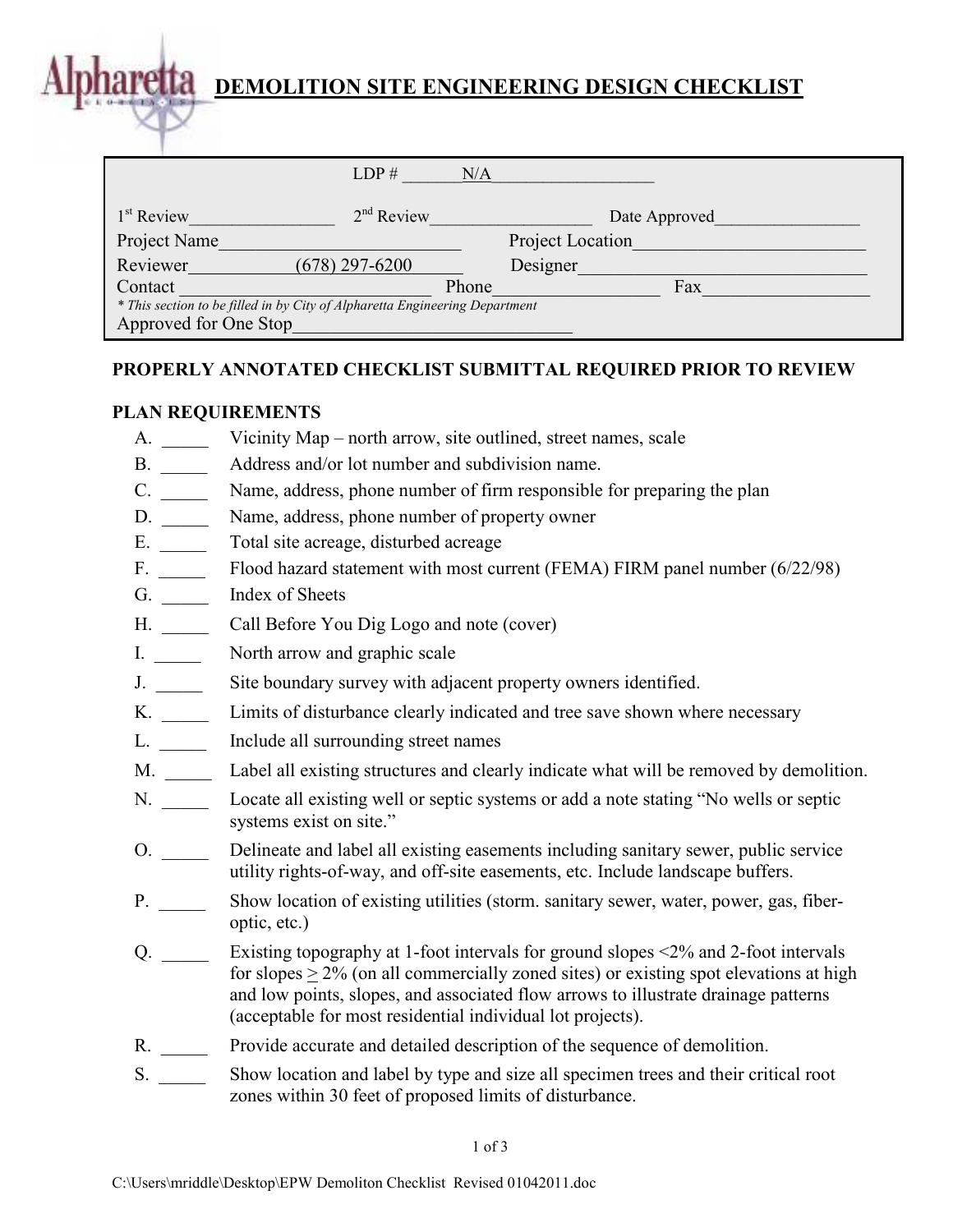# DEMOLITION SITE ENGINEERING DESIGN CHECKLIST

LDP # _______N/A___________________

1st Review________________ 2nd Review__________________ Date Approved________________

Project Name__________________________ Project Location_________________________

Reviewer___________(678) 297-6200______ Designer_______________________________

Contact ____________________________ Phone_________________ Fax__________________

*\* This section to be filled in by City of Alpharetta Engineering Department*

Approved for One Stop______________________________

**PROPERLY ANNOTATED CHECKLIST SUBMITTAL REQUIRED PRIOR TO REVIEW**

**PLAN REQUIREMENTS**

A. _____ Vicinity Map – north arrow, site outlined, street names, scale

B. _____ Address and/or lot number and subdivision name.

C. _____ Name, address, phone number of firm responsible for preparing the plan

D. _____ Name, address, phone number of property owner

E. _____ Total site acreage, disturbed acreage

F. _____ Flood hazard statement with most current (FEMA) FIRM panel number (6/22/98)

G. _____ Index of Sheets

H. _____ Call Before You Dig Logo and note (cover)

I. _____ North arrow and graphic scale

J. _____ Site boundary survey with adjacent property owners identified.

K. _____ Limits of disturbance clearly indicated and tree save shown where necessary

L. _____ Include all surrounding street names

M. _____ Label all existing structures and clearly indicate what will be removed by demolition.

N. _____ Locate all existing well or septic systems or add a note stating "No wells or septic systems exist on site."

O. _____ Delineate and label all existing easements including sanitary sewer, public service utility rights-of-way, and off-site easements, etc. Include landscape buffers.

P. _____ Show location of existing utilities (storm. sanitary sewer, water, power, gas, fiber-optic, etc.)

Q. _____ Existing topography at 1-foot intervals for ground slopes <2% and 2-foot intervals for slopes $\geq$ 2% (on all commercially zoned sites) or existing spot elevations at high and low points, slopes, and associated flow arrows to illustrate drainage patterns (acceptable for most residential individual lot projects).

R. _____ Provide accurate and detailed description of the sequence of demolition.

S. _____ Show location and label by type and size all specimen trees and their critical root zones within 30 feet of proposed limits of disturbance.

C:\Users\mriddle\Desktop\EPW Demoliton Checklist Revised 01042011.doc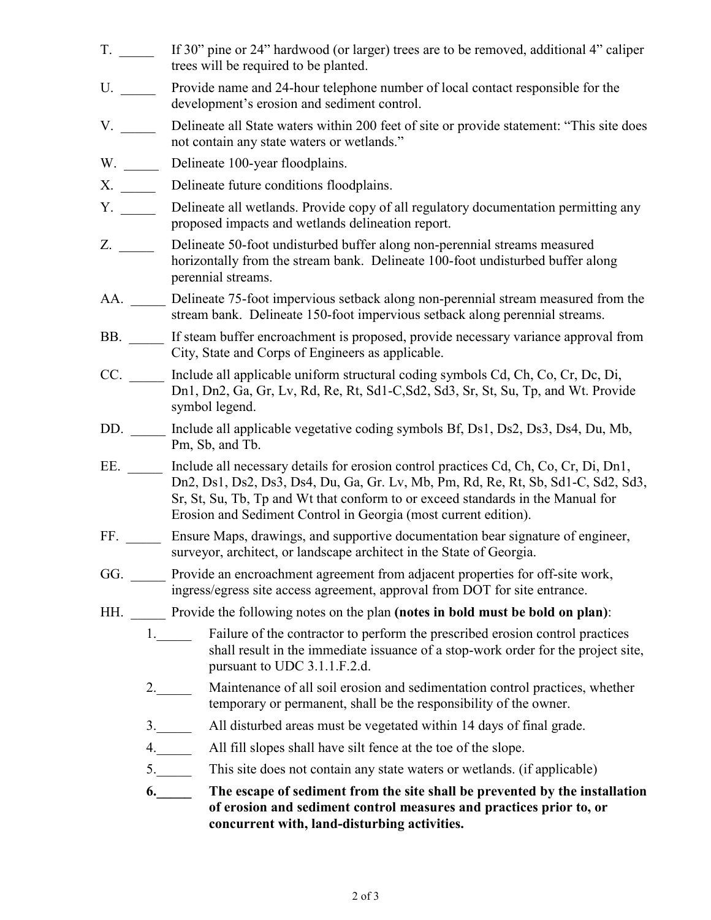T. _____ If 30" pine or 24" hardwood (or larger) trees are to be removed, additional 4" caliper trees will be required to be planted.

U. _____ Provide name and 24-hour telephone number of local contact responsible for the development's erosion and sediment control.

V. _____ Delineate all State waters within 200 feet of site or provide statement: "This site does not contain any state waters or wetlands."

W. _____ Delineate 100-year floodplains.

X. _____ Delineate future conditions floodplains.

Y. _____ Delineate all wetlands. Provide copy of all regulatory documentation permitting any proposed impacts and wetlands delineation report.

Z. _____ Delineate 50-foot undisturbed buffer along non-perennial streams measured horizontally from the stream bank. Delineate 100-foot undisturbed buffer along perennial streams.

AA. _____ Delineate 75-foot impervious setback along non-perennial stream measured from the stream bank. Delineate 150-foot impervious setback along perennial streams.

BB. _____ If steam buffer encroachment is proposed, provide necessary variance approval from City, State and Corps of Engineers as applicable.

CC. _____ Include all applicable uniform structural coding symbols Cd, Ch, Co, Cr, Dc, Di, Dn1, Dn2, Ga, Gr, Lv, Rd, Re, Rt, Sd1-C,Sd2, Sd3, Sr, St, Su, Tp, and Wt. Provide symbol legend.

DD. _____ Include all applicable vegetative coding symbols Bf, Ds1, Ds2, Ds3, Ds4, Du, Mb, Pm, Sb, and Tb.

EE. _____ Include all necessary details for erosion control practices Cd, Ch, Co, Cr, Di, Dn1, Dn2, Ds1, Ds2, Ds3, Ds4, Du, Ga, Gr. Lv, Mb, Pm, Rd, Re, Rt, Sb, Sd1-C, Sd2, Sd3, Sr, St, Su, Tb, Tp and Wt that conform to or exceed standards in the Manual for Erosion and Sediment Control in Georgia (most current edition).

FF. _____ Ensure Maps, drawings, and supportive documentation bear signature of engineer, surveyor, architect, or landscape architect in the State of Georgia.

GG. _____ Provide an encroachment agreement from adjacent properties for off-site work, ingress/egress site access agreement, approval from DOT for site entrance.

HH. _____ Provide the following notes on the plan **(notes in bold must be bold on plan)**:

1._____ Failure of the contractor to perform the prescribed erosion control practices shall result in the immediate issuance of a stop-work order for the project site, pursuant to UDC 3.1.1.F.2.d.

2._____ Maintenance of all soil erosion and sedimentation control practices, whether temporary or permanent, shall be the responsibility of the owner.

3._____ All disturbed areas must be vegetated within 14 days of final grade.

4._____ All fill slopes shall have silt fence at the toe of the slope.

5._____ This site does not contain any state waters or wetlands. (if applicable)

**6._____ The escape of sediment from the site shall be prevented by the installation of erosion and sediment control measures and practices prior to, or concurrent with, land-disturbing activities.**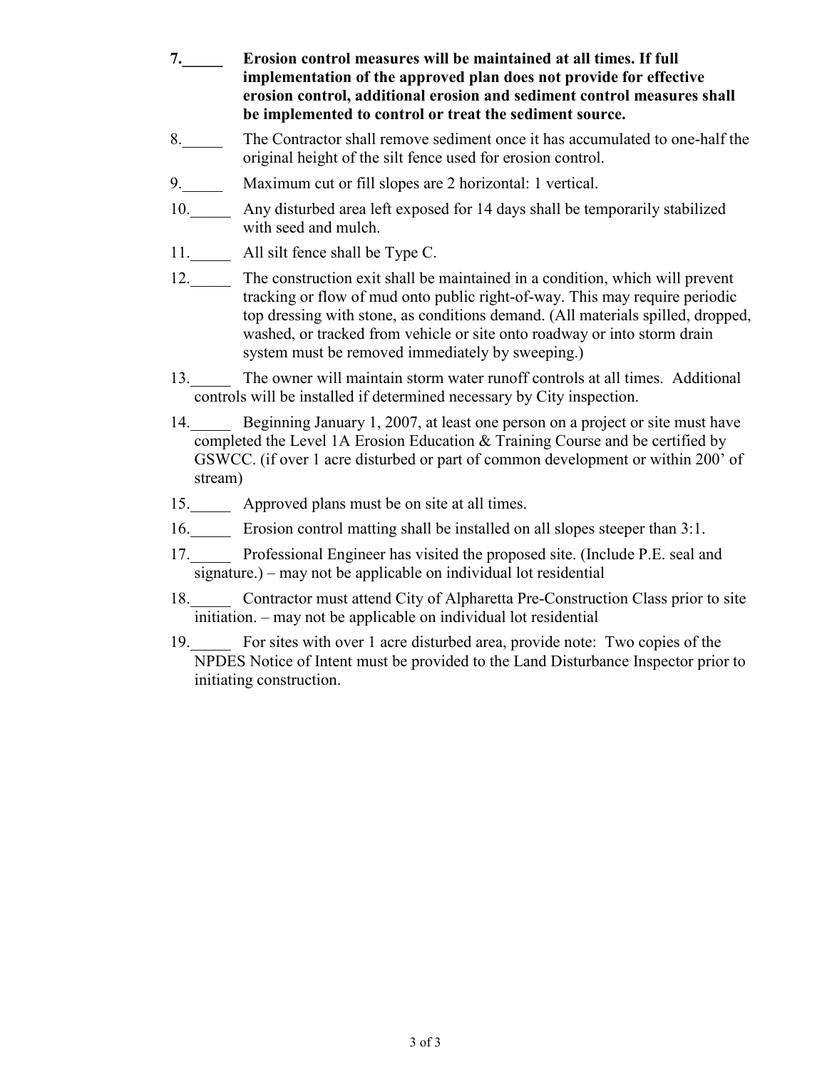**7.\_\_\_\_\_ Erosion control measures will be maintained at all times. If full implementation of the approved plan does not provide for effective erosion control, additional erosion and sediment control measures shall be implemented to control or treat the sediment source.**

8.\_\_\_\_\_ The Contractor shall remove sediment once it has accumulated to one-half the original height of the silt fence used for erosion control.

9.\_\_\_\_\_ Maximum cut or fill slopes are 2 horizontal: 1 vertical.

10.\_\_\_\_\_ Any disturbed area left exposed for 14 days shall be temporarily stabilized with seed and mulch.

11.\_\_\_\_\_ All silt fence shall be Type C.

12.\_\_\_\_\_ The construction exit shall be maintained in a condition, which will prevent tracking or flow of mud onto public right-of-way. This may require periodic top dressing with stone, as conditions demand. (All materials spilled, dropped, washed, or tracked from vehicle or site onto roadway or into storm drain system must be removed immediately by sweeping.)

13.\_\_\_\_\_ The owner will maintain storm water runoff controls at all times. Additional controls will be installed if determined necessary by City inspection.

14.\_\_\_\_\_ Beginning January 1, 2007, at least one person on a project or site must have completed the Level 1A Erosion Education & Training Course and be certified by GSWCC. (if over 1 acre disturbed or part of common development or within 200' of stream)

15.\_\_\_\_\_ Approved plans must be on site at all times.

16.\_\_\_\_\_ Erosion control matting shall be installed on all slopes steeper than 3:1.

17.\_\_\_\_\_ Professional Engineer has visited the proposed site. (Include P.E. seal and signature.) – may not be applicable on individual lot residential

18.\_\_\_\_\_ Contractor must attend City of Alpharetta Pre-Construction Class prior to site initiation. – may not be applicable on individual lot residential

19.\_\_\_\_\_ For sites with over 1 acre disturbed area, provide note: Two copies of the NPDES Notice of Intent must be provided to the Land Disturbance Inspector prior to initiating construction.